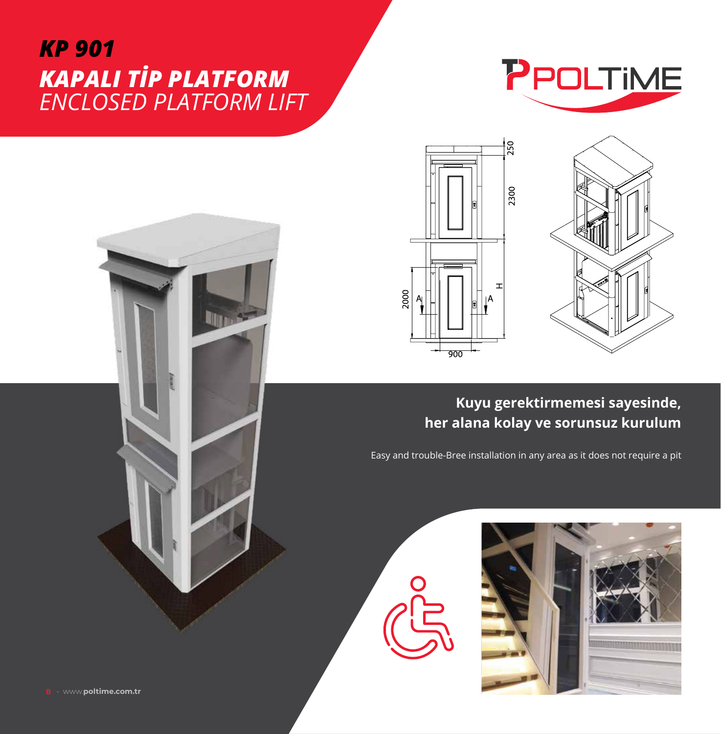# *KP 901*

## ***KAPALI TİP PLATFORM***

## *ENCLOSED PLATFORM LIFT*

**Kuyu gerektirmemesi sayesinde, her alana kolay ve sorunsuz kurulum**

Easy and trouble-Bree installation in any area as it does not require a pit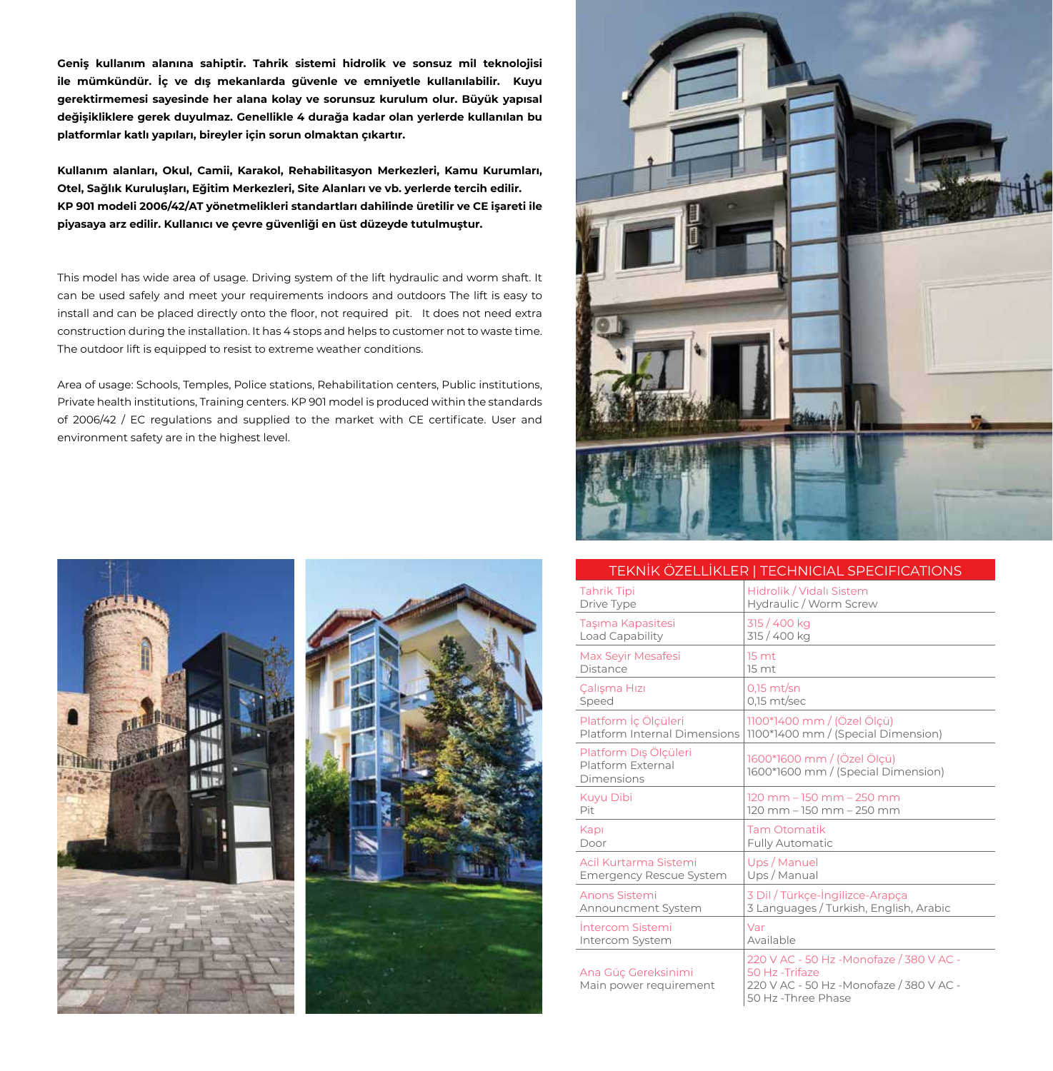**Geniş kullanım alanına sahiptir. Tahrik sistemi hidrolik ve sonsuz mil teknolojisi ile mümkündür. İç ve dış mekanlarda güvenle ve emniyetle kullanılabilir. Kuyu gerektirmemesi sayesinde her alana kolay ve sorunsuz kurulum olur. Büyük yapısal değişikliklere gerek duyulmaz. Genellikle 4 durağa kadar olan yerlerde kullanılan bu platformlar katlı yapıları, bireyler için sorun olmaktan çıkartır.**

**Kullanım alanları, Okul, Camii, Karakol, Rehabilitasyon Merkezleri, Kamu Kurumları, Otel, Sağlık Kuruluşları, Eğitim Merkezleri, Site Alanları ve vb. yerlerde tercih edilir. KP 901 modeli 2006/42/AT yönetmelikleri standartları dahilinde üretilir ve CE işareti ile piyasaya arz edilir. Kullanıcı ve çevre güvenliği en üst düzeyde tutulmuştur.**

This model has wide area of usage. Driving system of the lift hydraulic and worm shaft. It can be used safely and meet your requirements indoors and outdoors The lift is easy to install and can be placed directly onto the floor, not required pit. It does not need extra construction during the installation. It has 4 stops and helps to customer not to waste time. The outdoor lift is equipped to resist to extreme weather conditions.

Area of usage: Schools, Temples, Police stations, Rehabilitation centers, Public institutions, Private health institutions, Training centers. KP 901 model is produced within the standards of 2006/42 / EC regulations and supplied to the market with CE certificate. User and environment safety are in the highest level.

| TEKNİK ÖZELLİKLER \| TECHNICAL SPECIFICATIONS | |
|---|---|
| Tahrik Tipi<br>Drive Type | Hidrolik / Vidalı Sistem<br>Hydraulic / Worm Screw |
| Taşıma Kapasitesi<br>Load Capability | 315 / 400 kg<br>315 / 400 kg |
| Max Seyir Mesafesi<br>Distance | 15 mt<br>15 mt |
| Çalışma Hızı<br>Speed | 0,15 mt/sn<br>0,15 mt/sec |
| Platform İç Ölçüleri<br>Platform Internal Dimensions | 1100*1400 mm / (Özel Ölçü)<br>1100*1400 mm / (Special Dimension) |
| Platform Dış Ölçüleri<br>Platform External Dimensions | 1600*1600 mm / (Özel Ölçü)<br>1600*1600 mm / (Special Dimension) |
| Kuyu Dibi<br>Pit | 120 mm – 150 mm – 250 mm<br>120 mm – 150 mm – 250 mm |
| Kapı<br>Door | Tam Otomatik<br>Fully Automatic |
| Acil Kurtarma Sistemi<br>Emergency Rescue System | Ups / Manuel<br>Ups / Manual |
| Anons Sistemi<br>Announcment System | 3 Dil / Türkçe-İngilizce-Arapça<br>3 Languages / Turkish, English, Arabic |
| İntercom Sistemi<br>Intercom System | Var<br>Available |
| Ana Güç Gereksinimi<br>Main power requirement | 220 V AC - 50 Hz -Monofaze / 380 V AC - 50 Hz -Trifaze<br>220 V AC - 50 Hz -Monofaze / 380 V AC - 50 Hz -Three Phase |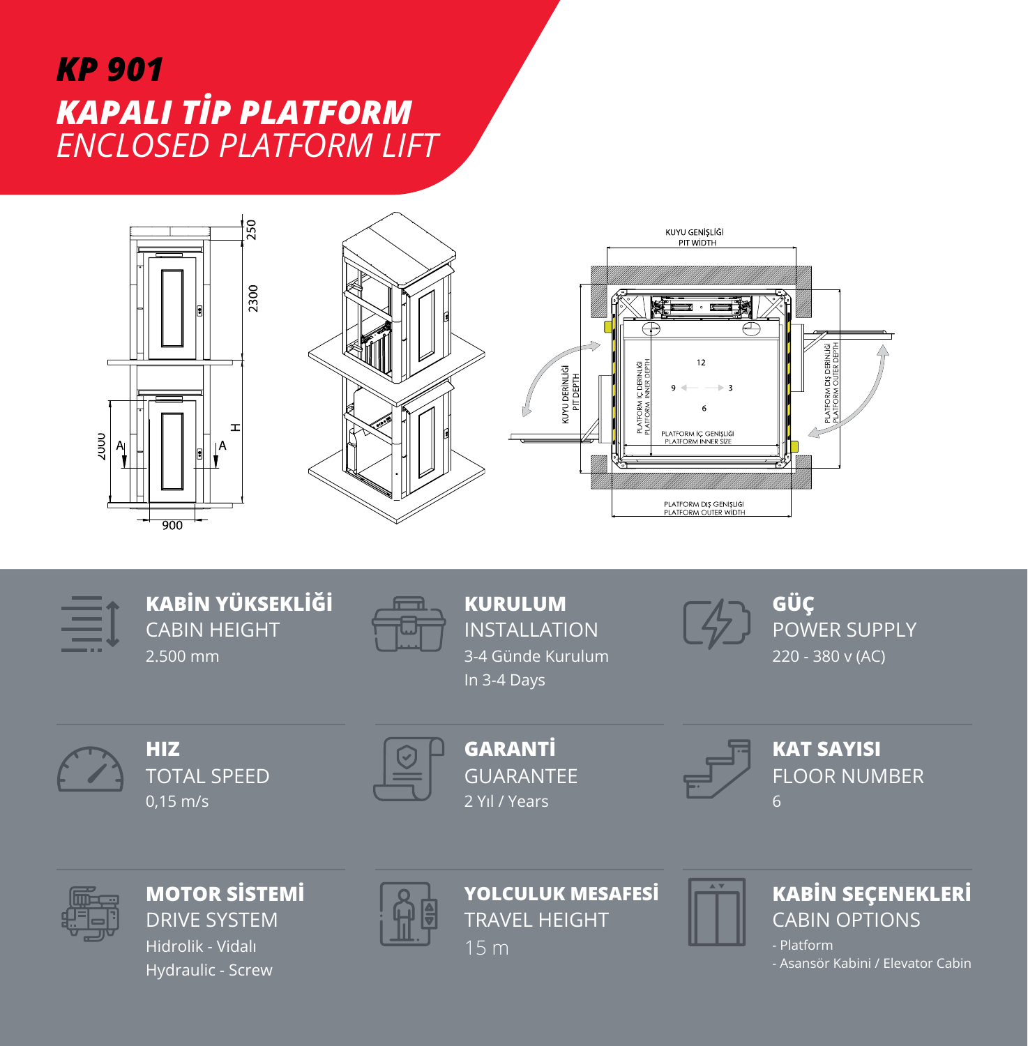# KP 901

## KAPALI TİP PLATFORM

*ENCLOSED PLATFORM LIFT*

KUYU GENİŞLİĞİ
PIT WİDTH

KUYU DERİNLİĞİ
PIT DEPTH

PLATFORM İÇ DERİNLİĞİ
PLATFORM INNER DEPTH

PLATFORM İÇ GENİŞLİĞİ
PLATFORM INNER SIZE

PLATFORM DIŞ DERİNLİĞİ
PLATFORM OUTER DEPTH

PLATFORM DIŞ GENİŞLİĞİ
PLATFORM OUTER WIDTH

250
2300
2000
900
H

### KABİN YÜKSEKLİĞİ
CABIN HEIGHT
2.500 mm

### KURULUM
INSTALLATION
3-4 Günde Kurulum
In 3-4 Days

### GÜÇ
POWER SUPPLY
220 - 380 v (AC)

### HIZ
TOTAL SPEED
0,15 m/s

### GARANTİ
GUARANTEE
2 Yıl / Years

### KAT SAYISI
FLOOR NUMBER
6

### MOTOR SİSTEMİ
DRIVE SYSTEM
Hidrolik - Vidalı
Hydraulic - Screw

### YOLCULUK MESAFESİ
TRAVEL HEIGHT
15 m

### KABİN SEÇENEKLERİ
CABIN OPTIONS
- Platform
- Asansör Kabini / Elevator Cabin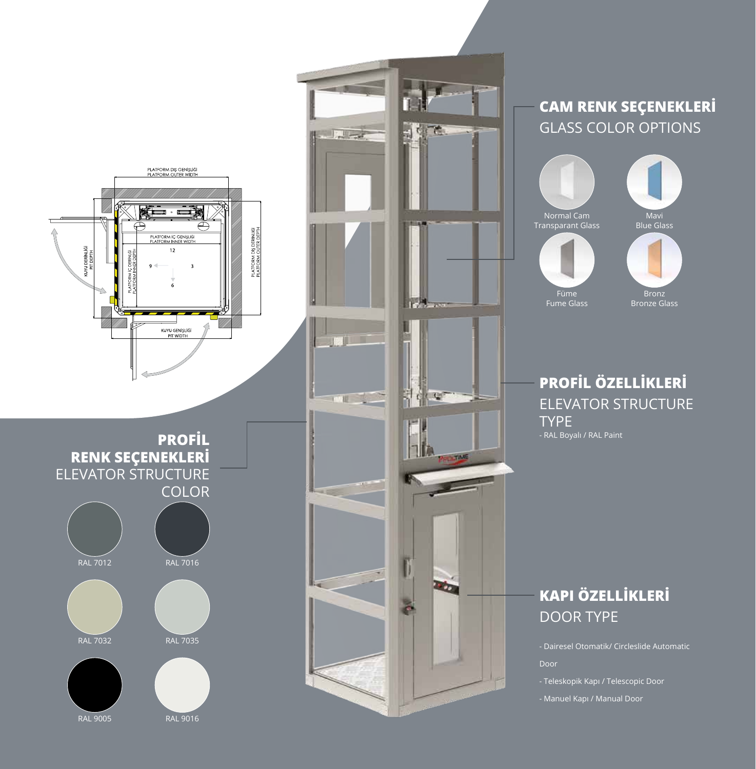## CAM RENK SEÇENEKLERİ
GLASS COLOR OPTIONS

Normal Cam
Transparant Glass

Mavi
Blue Glass

Füme
Fume Glass

Bronz
Bronze Glass

## PROFİL ÖZELLİKLERİ
ELEVATOR STRUCTURE TYPE

- RAL Boyalı / RAL Paint

## PROFİL RENK SEÇENEKLERİ
ELEVATOR STRUCTURE COLOR

RAL 7012

RAL 7016

RAL 7032

RAL 7035

RAL 9005

RAL 9016

## KAPI ÖZELLİKLERİ
DOOR TYPE

- Dairesel Otomatik/ Circleslide Automatic Door
- Teleskopik Kapı / Telescopic Door
- Manuel Kapı / Manual Door

PLATFORM DIŞ GENİŞLİĞİ
PLATFORM OUTER WIDTH

PLATFORM İÇ GENİŞLİĞİ
PLATFORM INNER WIDTH

KUYU DERİNLİĞİ
PIT DEPTH

PLATFORM İÇ DERİNLİĞİ
PLATFORM INNER DEPTH

PLATFORM DIŞ DERİNLİĞİ
PLATFORM OUTER DEPTH

KUYU GENİŞLİĞİ
PIT WIDTH

12
9
3
6